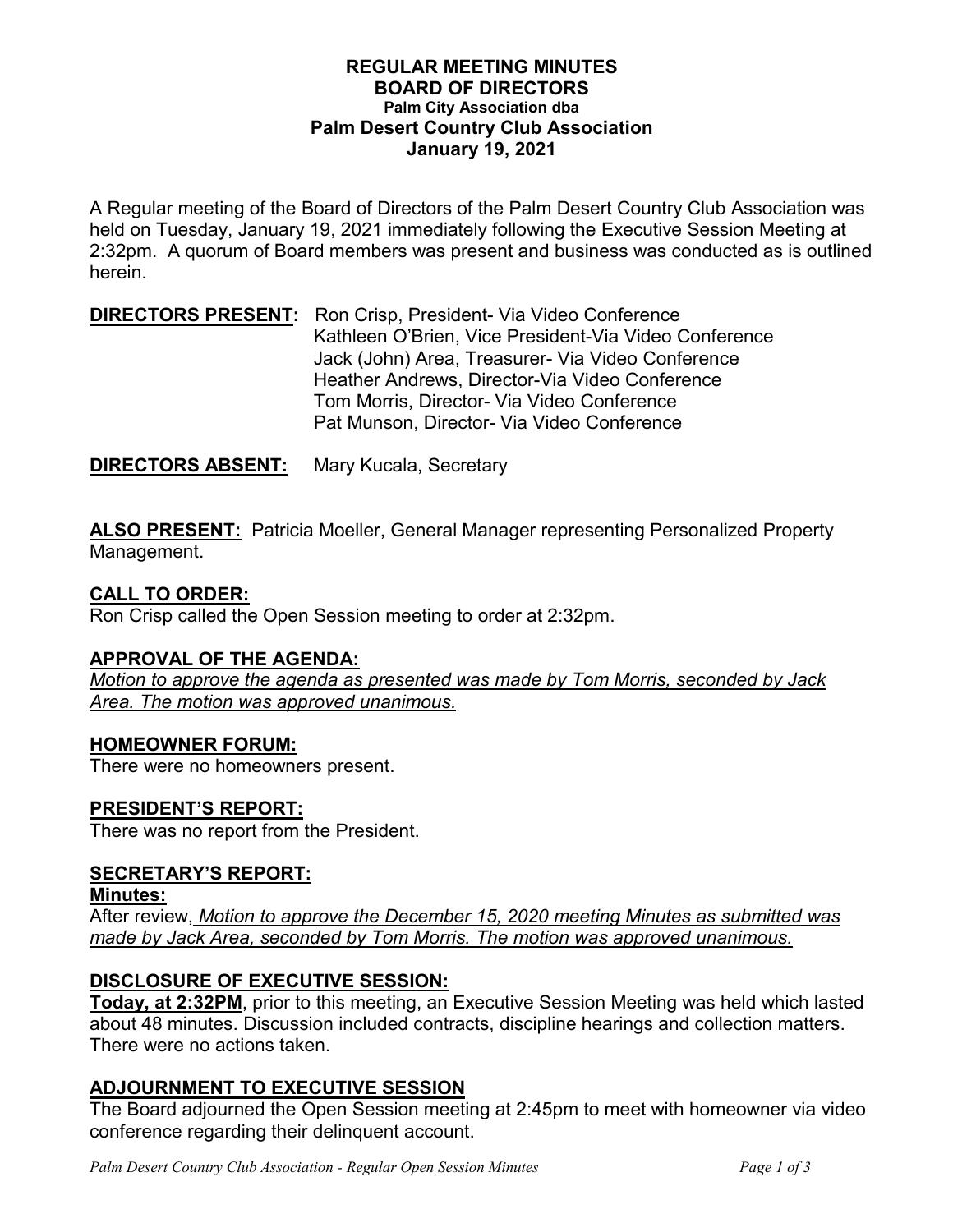# REGULAR MEETING MINUTES
## BOARD OF DIRECTORS
### Palm City Association dba
## Palm Desert Country Club Association
## January 19, 2021

A Regular meeting of the Board of Directors of the Palm Desert Country Club Association was held on Tuesday, January 19, 2021 immediately following the Executive Session Meeting at 2:32pm. A quorum of Board members was present and business was conducted as is outlined herein.

**DIRECTORS PRESENT:** Ron Crisp, President- Via Video Conference
Kathleen O'Brien, Vice President-Via Video Conference
Jack (John) Area, Treasurer- Via Video Conference
Heather Andrews, Director-Via Video Conference
Tom Morris, Director- Via Video Conference
Pat Munson, Director- Via Video Conference

**DIRECTORS ABSENT:** Mary Kucala, Secretary

**ALSO PRESENT:** Patricia Moeller, General Manager representing Personalized Property Management.

**CALL TO ORDER:**

Ron Crisp called the Open Session meeting to order at 2:32pm.

**APPROVAL OF THE AGENDA:**

*Motion to approve the agenda as presented was made by Tom Morris, seconded by Jack Area. The motion was approved unanimous.*

**HOMEOWNER FORUM:**

There were no homeowners present.

**PRESIDENT'S REPORT:**

There was no report from the President.

**SECRETARY'S REPORT:**

**Minutes:**

After review, *Motion to approve the December 15, 2020 meeting Minutes as submitted was made by Jack Area, seconded by Tom Morris. The motion was approved unanimous.*

**DISCLOSURE OF EXECUTIVE SESSION:**

**Today, at 2:32PM**, prior to this meeting, an Executive Session Meeting was held which lasted about 48 minutes. Discussion included contracts, discipline hearings and collection matters. There were no actions taken.

**ADJOURNMENT TO EXECUTIVE SESSION**

The Board adjourned the Open Session meeting at 2:45pm to meet with homeowner via video conference regarding their delinquent account.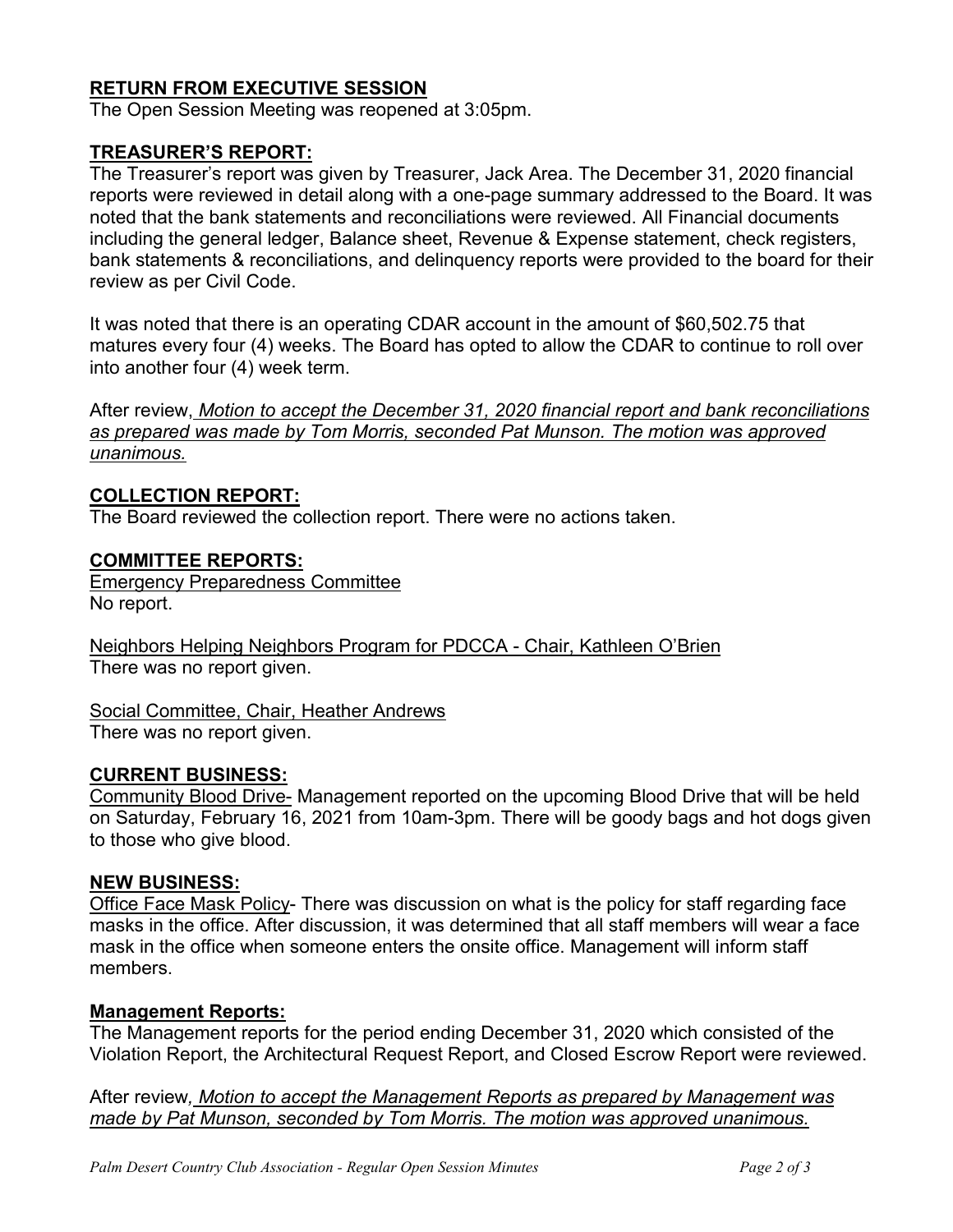## RETURN FROM EXECUTIVE SESSION

The Open Session Meeting was reopened at 3:05pm.

## TREASURER'S REPORT:

The Treasurer's report was given by Treasurer, Jack Area. The December 31, 2020 financial reports were reviewed in detail along with a one-page summary addressed to the Board. It was noted that the bank statements and reconciliations were reviewed. All Financial documents including the general ledger, Balance sheet, Revenue & Expense statement, check registers, bank statements & reconciliations, and delinquency reports were provided to the board for their review as per Civil Code.

It was noted that there is an operating CDAR account in the amount of $60,502.75 that matures every four (4) weeks. The Board has opted to allow the CDAR to continue to roll over into another four (4) week term.

After review, *Motion to accept the December 31, 2020 financial report and bank reconciliations as prepared was made by Tom Morris, seconded Pat Munson. The motion was approved unanimous.*

## COLLECTION REPORT:

The Board reviewed the collection report. There were no actions taken.

## COMMITTEE REPORTS:

Emergency Preparedness Committee
No report.

Neighbors Helping Neighbors Program for PDCCA - Chair, Kathleen O'Brien
There was no report given.

Social Committee, Chair, Heather Andrews
There was no report given.

## CURRENT BUSINESS:

Community Blood Drive- Management reported on the upcoming Blood Drive that will be held on Saturday, February 16, 2021 from 10am-3pm. There will be goody bags and hot dogs given to those who give blood.

## NEW BUSINESS:

Office Face Mask Policy- There was discussion on what is the policy for staff regarding face masks in the office. After discussion, it was determined that all staff members will wear a face mask in the office when someone enters the onsite office. Management will inform staff members.

## Management Reports:

The Management reports for the period ending December 31, 2020 which consisted of the Violation Report, the Architectural Request Report, and Closed Escrow Report were reviewed.

After review, *Motion to accept the Management Reports as prepared by Management was made by Pat Munson, seconded by Tom Morris. The motion was approved unanimous.*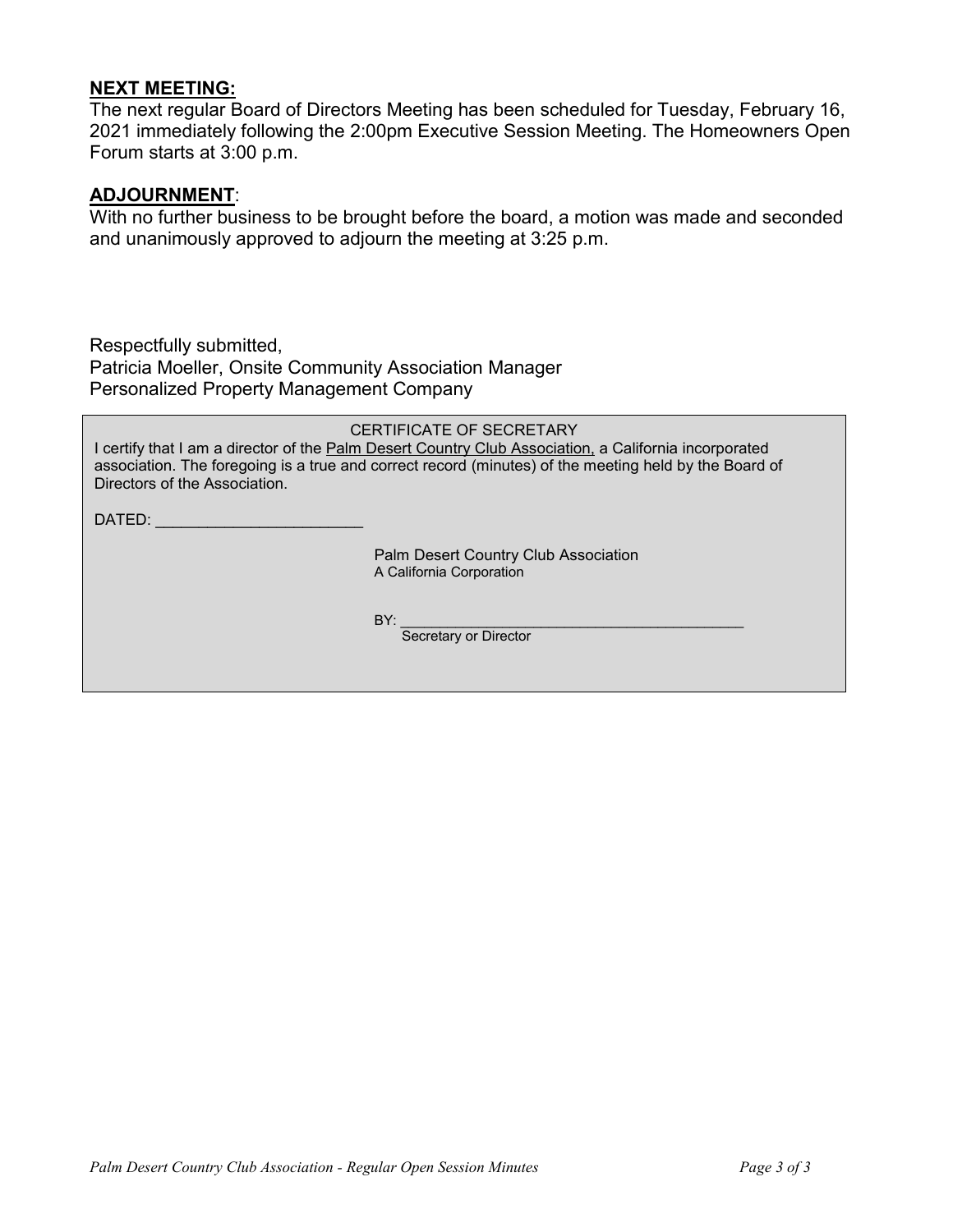**NEXT MEETING:**

The next regular Board of Directors Meeting has been scheduled for Tuesday, February 16, 2021 immediately following the 2:00pm Executive Session Meeting. The Homeowners Open Forum starts at 3:00 p.m.

**ADJOURNMENT**:

With no further business to be brought before the board, a motion was made and seconded and unanimously approved to adjourn the meeting at 3:25 p.m.

Respectfully submitted,
Patricia Moeller, Onsite Community Association Manager
Personalized Property Management Company

CERTIFICATE OF SECRETARY

I certify that I am a director of the Palm Desert Country Club Association, a California incorporated association. The foregoing is a true and correct record (minutes) of the meeting held by the Board of Directors of the Association.

DATED: ________________________

Palm Desert Country Club Association
A California Corporation

BY: ___________________________________________
Secretary or Director